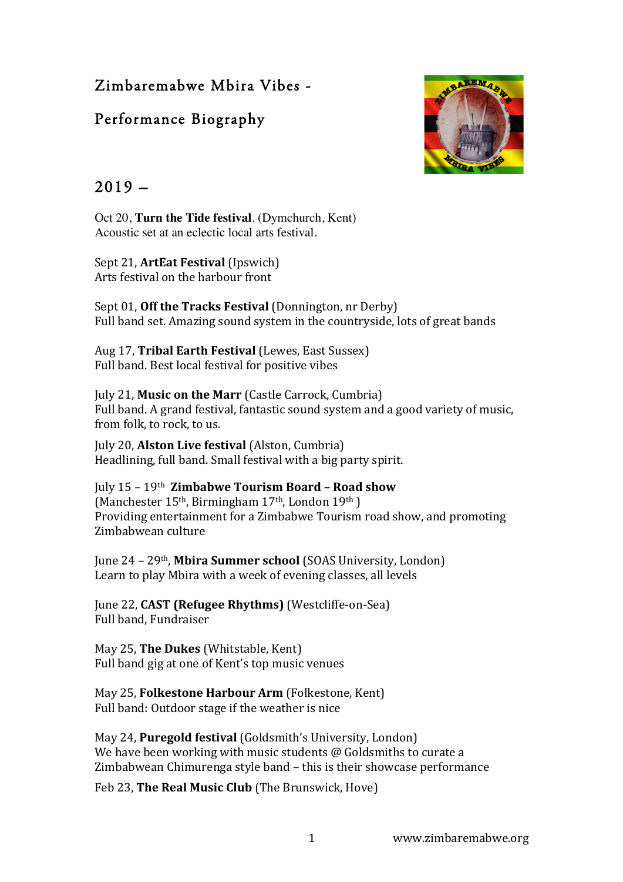# Zimbaremabwe Mbira Vibes -

# Performance Biography

## 2019 –

Oct 20, **Turn the Tide festival**. (Dymchurch, Kent)
Acoustic set at an eclectic local arts festival.

Sept 21, **ArtEat Festival** (Ipswich)
Arts festival on the harbour front

Sept 01, **Off the Tracks Festival** (Donnington, nr Derby)
Full band set. Amazing sound system in the countryside, lots of great bands

Aug 17, **Tribal Earth Festival** (Lewes, East Sussex)
Full band. Best local festival for positive vibes

July 21, **Music on the Marr** (Castle Carrock, Cumbria)
Full band. A grand festival, fantastic sound system and a good variety of music, from folk, to rock, to us.

July 20, **Alston Live festival** (Alston, Cumbria)
Headlining, full band. Small festival with a big party spirit.

July 15 – 19th **Zimbabwe Tourism Board – Road show**
(Manchester 15th, Birmingham 17th, London 19th )
Providing entertainment for a Zimbabwe Tourism road show, and promoting Zimbabwean culture

June 24 – 29th, **Mbira Summer school** (SOAS University, London)
Learn to play Mbira with a week of evening classes, all levels

June 22, **CAST (Refugee Rhythms)** (Westcliffe-on-Sea)
Full band, Fundraiser

May 25, **The Dukes** (Whitstable, Kent)
Full band gig at one of Kent's top music venues

May 25, **Folkestone Harbour Arm** (Folkestone, Kent)
Full band: Outdoor stage if the weather is nice

May 24, **Puregold festival** (Goldsmith's University, London)
We have been working with music students @ Goldsmiths to curate a Zimbabwean Chimurenga style band – this is their showcase performance

Feb 23, **The Real Music Club** (The Brunswick, Hove)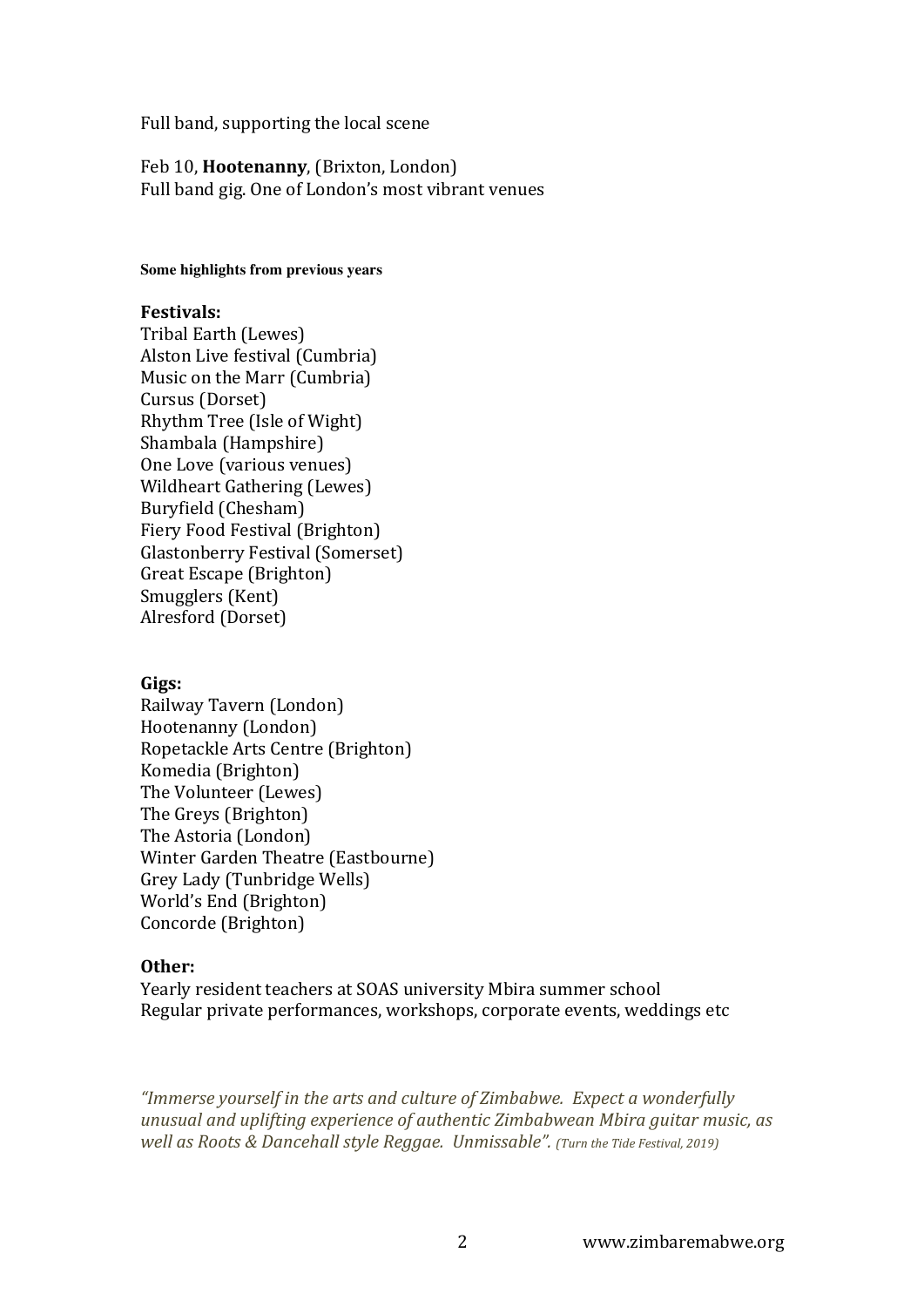Full band, supporting the local scene

Feb 10, **Hootenanny**, (Brixton, London)
Full band gig. One of London's most vibrant venues

**Some highlights from previous years**

**Festivals:**
Tribal Earth (Lewes)
Alston Live festival (Cumbria)
Music on the Marr (Cumbria)
Cursus (Dorset)
Rhythm Tree (Isle of Wight)
Shambala (Hampshire)
One Love (various venues)
Wildheart Gathering (Lewes)
Buryfield (Chesham)
Fiery Food Festival (Brighton)
Glastonberry Festival (Somerset)
Great Escape (Brighton)
Smugglers (Kent)
Alresford (Dorset)

**Gigs:**
Railway Tavern (London)
Hootenanny (London)
Ropetackle Arts Centre (Brighton)
Komedia (Brighton)
The Volunteer (Lewes)
The Greys (Brighton)
The Astoria (London)
Winter Garden Theatre (Eastbourne)
Grey Lady (Tunbridge Wells)
World's End (Brighton)
Concorde (Brighton)

**Other:**
Yearly resident teachers at SOAS university Mbira summer school
Regular private performances, workshops, corporate events, weddings etc

*"Immerse yourself in the arts and culture of Zimbabwe. Expect a wonderfully unusual and uplifting experience of authentic Zimbabwean Mbira guitar music, as well as Roots & Dancehall style Reggae. Unmissable". (Turn the Tide Festival, 2019)*

www.zimbaremabwe.org